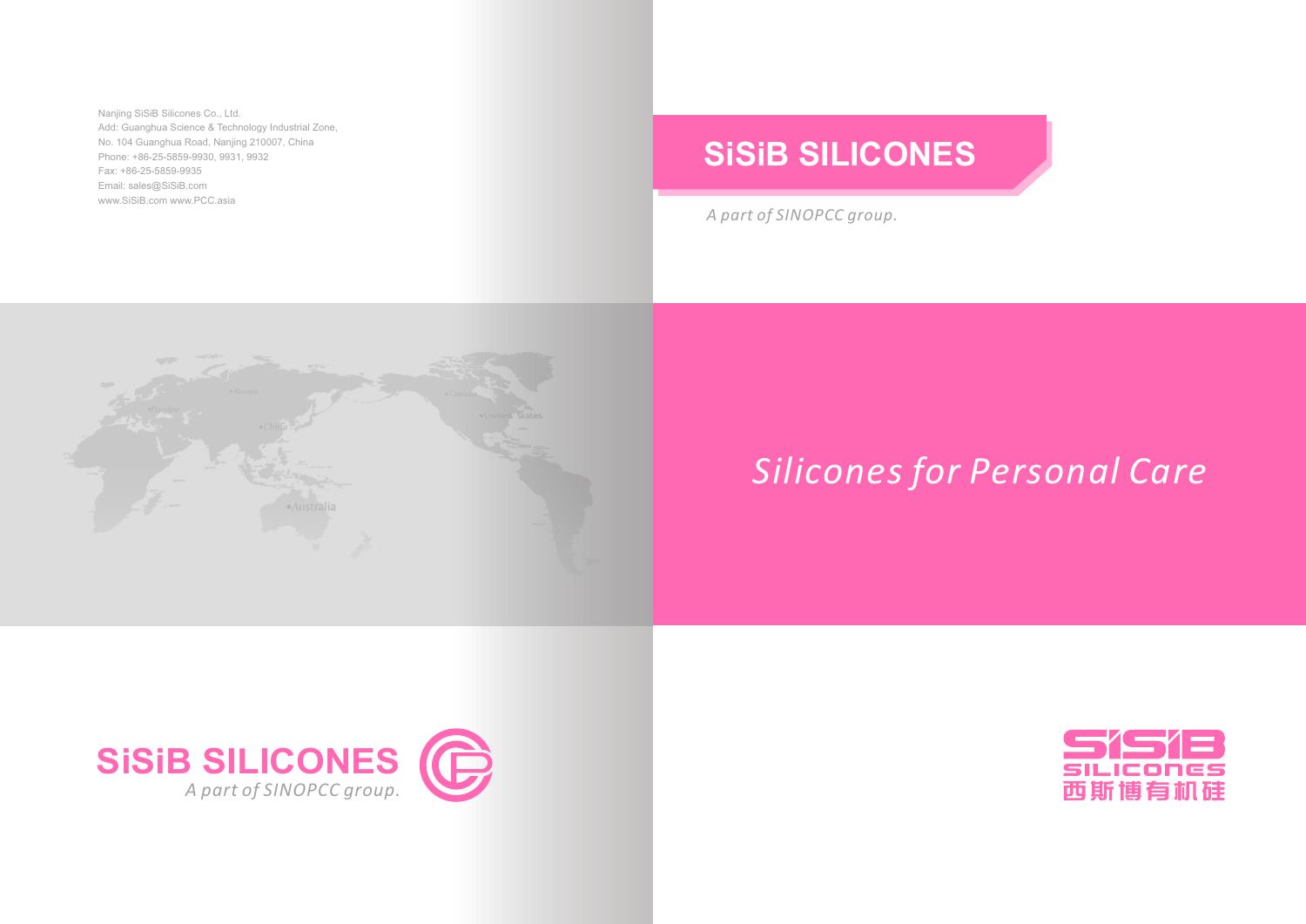Nanjing SiSiB Silicones Co., Ltd.
Add: Guanghua Science & Technology Industrial Zone,
No. 104 Guanghua Road, Nanjing 210007, China
Phone: +86-25-5859-9930, 9931, 9932
Fax: +86-25-5859-9935
Email: sales@SiSiB.com
www.SiSiB.com www.PCC.asia

SiSiB SILICONES
*A part of SINOPCC group.*

# SiSiB SILICONES

*A part of SINOPCC group.*

# *Silicones for Personal Care*

SiSiB
SILICONES
西斯博有机硅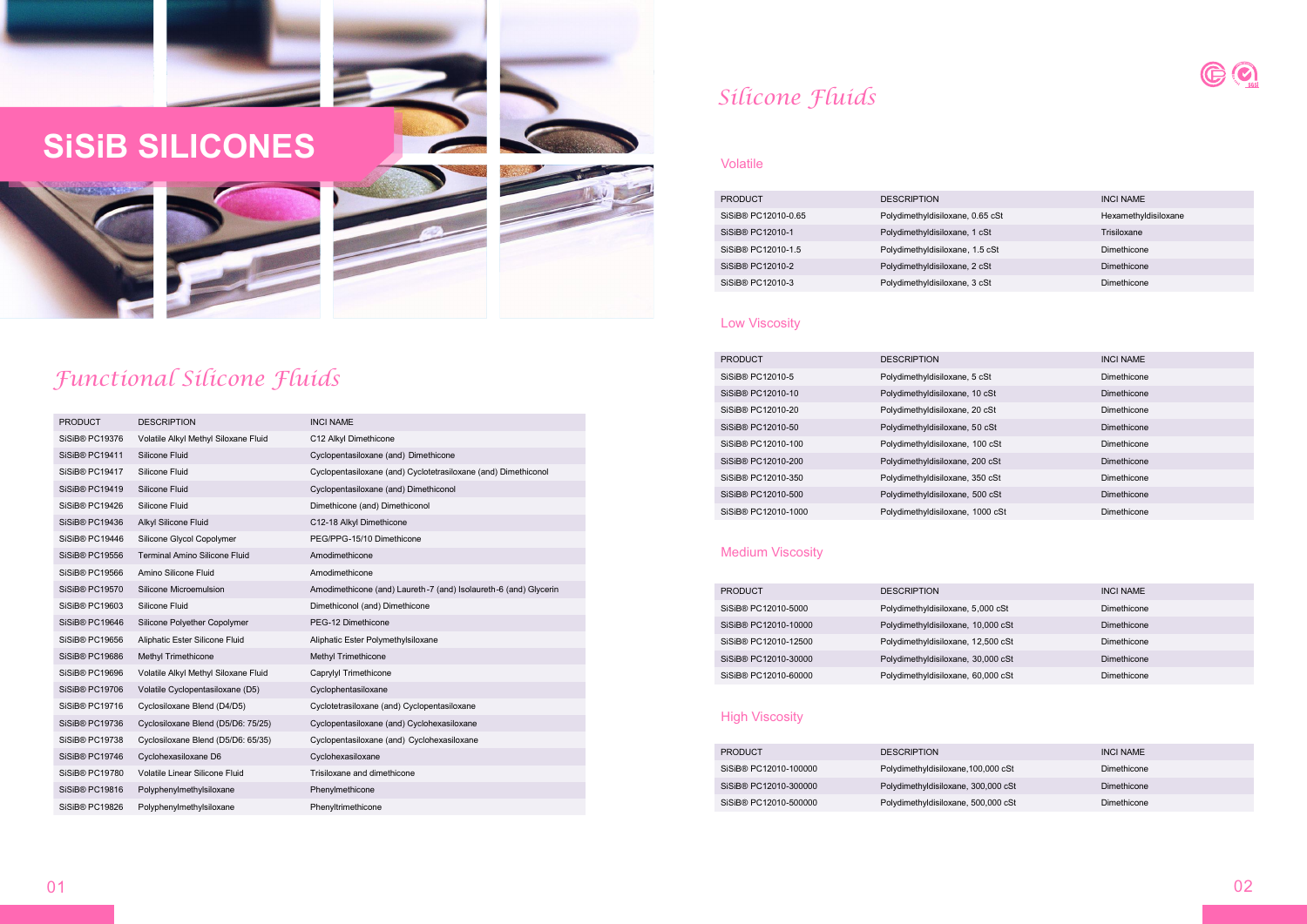# SiSiB SILICONES

## Functional Silicone Fluids

| PRODUCT | DESCRIPTION | INCI NAME |
|---|---|---|
| SiSiB® PC19376 | Volatile Alkyl Methyl Siloxane Fluid | C12 Alkyl Dimethicone |
| SiSiB® PC19411 | Silicone Fluid | Cyclopentasiloxane (and) Dimethicone |
| SiSiB® PC19417 | Silicone Fluid | Cyclopentasiloxane (and) Cyclotetrasiloxane (and) Dimethiconol |
| SiSiB® PC19419 | Silicone Fluid | Cyclopentasiloxane (and) Dimethiconol |
| SiSiB® PC19426 | Silicone Fluid | Dimethicone (and) Dimethiconol |
| SiSiB® PC19436 | Alkyl Silicone Fluid | C12-18 Alkyl Dimethicone |
| SiSiB® PC19446 | Silicone Glycol Copolymer | PEG/PPG-15/10 Dimethicone |
| SiSiB® PC19556 | Terminal Amino Silicone Fluid | Amodimethicone |
| SiSiB® PC19566 | Amino Silicone Fluid | Amodimethicone |
| SiSiB® PC19570 | Silicone Microemulsion | Amodimethicone (and) Laureth-7 (and) Isolaureth-6 (and) Glycerin |
| SiSiB® PC19603 | Silicone Fluid | Dimethiconol (and) Dimethicone |
| SiSiB® PC19646 | Silicone Polyether Copolymer | PEG-12 Dimethicone |
| SiSiB® PC19656 | Aliphatic Ester Silicone Fluid | Aliphatic Ester Polymethylsiloxane |
| SiSiB® PC19686 | Methyl Trimethicone | Methyl Trimethicone |
| SiSiB® PC19696 | Volatile Alkyl Methyl Siloxane Fluid | Caprylyl Trimethicone |
| SiSiB® PC19706 | Volatile Cyclopentasiloxane (D5) | Cyclophentasiloxane |
| SiSiB® PC19716 | Cyclosiloxane Blend (D4/D5) | Cyclotetrasiloxane (and) Cyclopentasiloxane |
| SiSiB® PC19736 | Cyclosiloxane Blend (D5/D6: 75/25) | Cyclopentasiloxane (and) Cyclohexasiloxane |
| SiSiB® PC19738 | Cyclosiloxane Blend (D5/D6: 65/35) | Cyclopentasiloxane (and) Cyclohexasiloxane |
| SiSiB® PC19746 | Cyclohexasiloxane D6 | Cyclohexasiloxane |
| SiSiB® PC19780 | Volatile Linear Silicone Fluid | Trisiloxane and dimethicone |
| SiSiB® PC19816 | Polyphenylmethylsiloxane | Phenylmethicone |
| SiSiB® PC19826 | Polyphenylmethylsiloxane | Phenyltrimethicone |

## Silicone Fluids

### Volatile

| PRODUCT | DESCRIPTION | INCI NAME |
|---|---|---|
| SiSiB® PC12010-0.65 | Polydimethyldisiloxane, 0.65 cSt | Hexamethyldisiloxane |
| SiSiB® PC12010-1 | Polydimethyldisiloxane, 1 cSt | Trisiloxane |
| SiSiB® PC12010-1.5 | Polydimethyldisiloxane, 1.5 cSt | Dimethicone |
| SiSiB® PC12010-2 | Polydimethyldisiloxane, 2 cSt | Dimethicone |
| SiSiB® PC12010-3 | Polydimethyldisiloxane, 3 cSt | Dimethicone |

### Low Viscosity

| PRODUCT | DESCRIPTION | INCI NAME |
|---|---|---|
| SiSiB® PC12010-5 | Polydimethyldisiloxane, 5 cSt | Dimethicone |
| SiSiB® PC12010-10 | Polydimethyldisiloxane, 10 cSt | Dimethicone |
| SiSiB® PC12010-20 | Polydimethyldisiloxane, 20 cSt | Dimethicone |
| SiSiB® PC12010-50 | Polydimethyldisiloxane, 50 cSt | Dimethicone |
| SiSiB® PC12010-100 | Polydimethyldisiloxane, 100 cSt | Dimethicone |
| SiSiB® PC12010-200 | Polydimethyldisiloxane, 200 cSt | Dimethicone |
| SiSiB® PC12010-350 | Polydimethyldisiloxane, 350 cSt | Dimethicone |
| SiSiB® PC12010-500 | Polydimethyldisiloxane, 500 cSt | Dimethicone |
| SiSiB® PC12010-1000 | Polydimethyldisiloxane, 1000 cSt | Dimethicone |

### Medium Viscosity

| PRODUCT | DESCRIPTION | INCI NAME |
|---|---|---|
| SiSiB® PC12010-5000 | Polydimethyldisiloxane, 5,000 cSt | Dimethicone |
| SiSiB® PC12010-10000 | Polydimethyldisiloxane, 10,000 cSt | Dimethicone |
| SiSiB® PC12010-12500 | Polydimethyldisiloxane, 12,500 cSt | Dimethicone |
| SiSiB® PC12010-30000 | Polydimethyldisiloxane, 30,000 cSt | Dimethicone |
| SiSiB® PC12010-60000 | Polydimethyldisiloxane, 60,000 cSt | Dimethicone |

### High Viscosity

| PRODUCT | DESCRIPTION | INCI NAME |
|---|---|---|
| SiSiB® PC12010-100000 | Polydimethyldisiloxane,100,000 cSt | Dimethicone |
| SiSiB® PC12010-300000 | Polydimethyldisiloxane, 300,000 cSt | Dimethicone |
| SiSiB® PC12010-500000 | Polydimethyldisiloxane, 500,000 cSt | Dimethicone |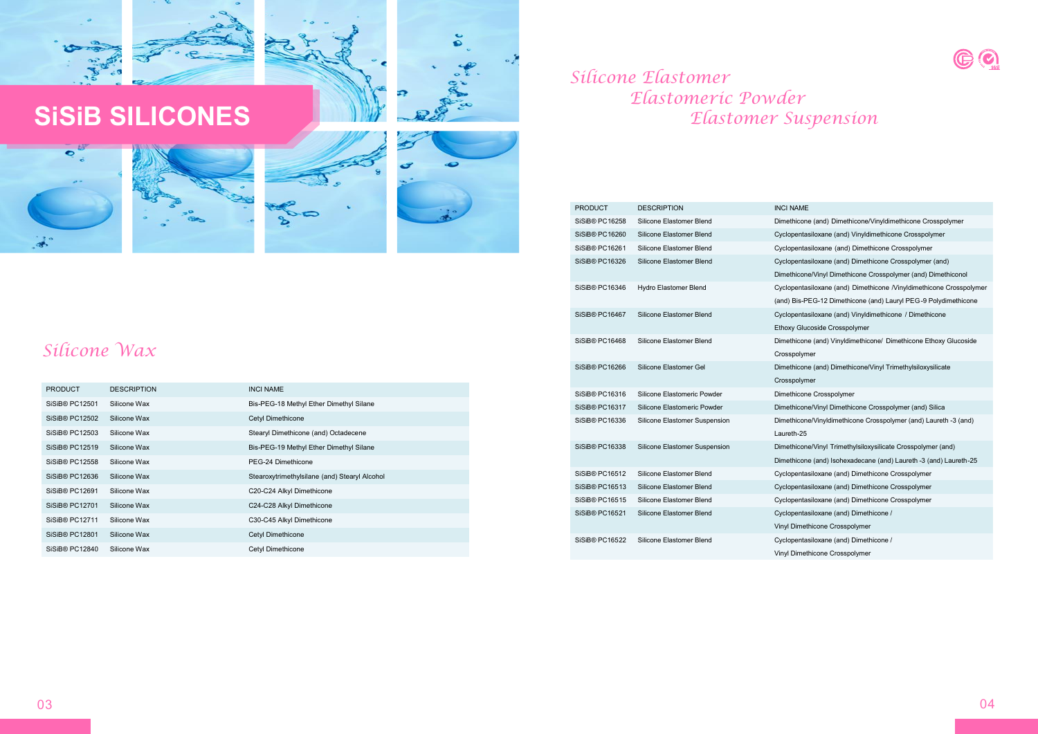# SiSiB SILICONES

## Silicone Wax

| PRODUCT | DESCRIPTION | INCI NAME |
|---|---|---|
| SiSiB® PC12501 | Silicone Wax | Bis-PEG-18 Methyl Ether Dimethyl Silane |
| SiSiB® PC12502 | Silicone Wax | Cetyl Dimethicone |
| SiSiB® PC12503 | Silicone Wax | Stearyl Dimethicone (and) Octadecene |
| SiSiB® PC12519 | Silicone Wax | Bis-PEG-19 Methyl Ether Dimethyl Silane |
| SiSiB® PC12558 | Silicone Wax | PEG-24 Dimethicone |
| SiSiB® PC12636 | Silicone Wax | Stearoxytrimethylsilane (and) Stearyl Alcohol |
| SiSiB® PC12691 | Silicone Wax | C20-C24 Alkyl Dimethicone |
| SiSiB® PC12701 | Silicone Wax | C24-C28 Alkyl Dimethicone |
| SiSiB® PC12711 | Silicone Wax | C30-C45 Alkyl Dimethicone |
| SiSiB® PC12801 | Silicone Wax | Cetyl Dimethicone |
| SiSiB® PC12840 | Silicone Wax | Cetyl Dimethicone |

## Silicone Elastomer
## Elastomeric Powder
## Elastomer Suspension

| PRODUCT | DESCRIPTION | INCI NAME |
|---|---|---|
| SiSiB® PC16258 | Silicone Elastomer Blend | Dimethicone (and) Dimethicone/Vinyldimethicone Crosspolymer |
| SiSiB® PC16260 | Silicone Elastomer Blend | Cyclopentasiloxane (and) Vinyldimethicone Crosspolymer |
| SiSiB® PC16261 | Silicone Elastomer Blend | Cyclopentasiloxane (and) Dimethicone Crosspolymer |
| SiSiB® PC16326 | Silicone Elastomer Blend | Cyclopentasiloxane (and) Dimethicone Crosspolymer (and) Dimethicone/Vinyl Dimethicone Crosspolymer (and) Dimethiconol |
| SiSiB® PC16346 | Hydro Elastomer Blend | Cyclopentasiloxane (and) Dimethicone /Vinyldimethicone Crosspolymer (and) Bis-PEG-12 Dimethicone (and) Lauryl PEG-9 Polydimethicone |
| SiSiB® PC16467 | Silicone Elastomer Blend | Cyclopentasiloxane (and) Vinyldimethicone / Dimethicone Ethoxy Glucoside Crosspolymer |
| SiSiB® PC16468 | Silicone Elastomer Blend | Dimethicone (and) Vinyldimethicone/ Dimethicone Ethoxy Glucoside Crosspolymer |
| SiSiB® PC16266 | Silicone Elastomer Gel | Dimethicone (and) Dimethicone/Vinyl Trimethylsiloxysilicate Crosspolymer |
| SiSiB® PC16316 | Silicone Elastomeric Powder | Dimethicone Crosspolymer |
| SiSiB® PC16317 | Silicone Elastomeric Powder | Dimethicone/Vinyl Dimethicone Crosspolymer (and) Silica |
| SiSiB® PC16336 | Silicone Elastomer Suspension | Dimethicone/Vinyldimethicone Crosspolymer (and) Laureth -3 (and) Laureth-25 |
| SiSiB® PC16338 | Silicone Elastomer Suspension | Dimethicone/Vinyl Trimethylsiloxysilicate Crosspolymer (and) Dimethicone (and) Isohexadecane (and) Laureth -3 (and) Laureth-25 |
| SiSiB® PC16512 | Silicone Elastomer Blend | Cyclopentasiloxane (and) Dimethicone Crosspolymer |
| SiSiB® PC16513 | Silicone Elastomer Blend | Cyclopentasiloxane (and) Dimethicone Crosspolymer |
| SiSiB® PC16515 | Silicone Elastomer Blend | Cyclopentasiloxane (and) Dimethicone Crosspolymer |
| SiSiB® PC16521 | Silicone Elastomer Blend | Cyclopentasiloxane (and) Dimethicone / Vinyl Dimethicone Crosspolymer |
| SiSiB® PC16522 | Silicone Elastomer Blend | Cyclopentasiloxane (and) Dimethicone / Vinyl Dimethicone Crosspolymer |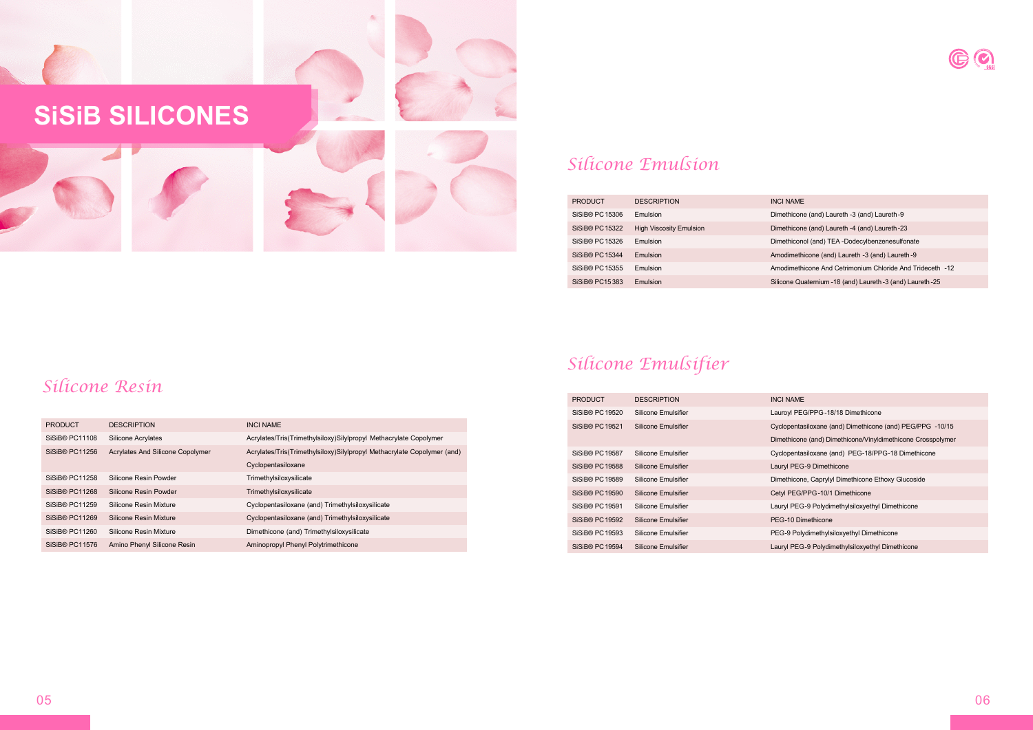# SiSiB SILICONES

## Silicone Resin

| PRODUCT | DESCRIPTION | INCI NAME |
|---|---|---|
| SiSiB® PC11108 | Silicone Acrylates | Acrylates/Tris(Trimethylsiloxy)Silylpropyl Methacrylate Copolymer |
| SiSiB® PC11256 | Acrylates And Silicone Copolymer | Acrylates/Tris(Trimethylsiloxy)Silylpropyl Methacrylate Copolymer (and) Cyclopentasiloxane |
| SiSiB® PC11258 | Silicone Resin Powder | Trimethylsiloxysilicate |
| SiSiB® PC11268 | Silicone Resin Powder | Trimethylsiloxysilicate |
| SiSiB® PC11259 | Silicone Resin Mixture | Cyclopentasiloxane (and) Trimethylsiloxysilicate |
| SiSiB® PC11269 | Silicone Resin Mixture | Cyclopentasiloxane (and) Trimethylsiloxysilicate |
| SiSiB® PC11260 | Silicone Resin Mixture | Dimethicone (and) Trimethylsiloxysilicate |
| SiSiB® PC11576 | Amino Phenyl Silicone Resin | Aminopropyl Phenyl Polytrimethicone |

## Silicone Emulsion

| PRODUCT | DESCRIPTION | INCI NAME |
|---|---|---|
| SiSiB® PC15306 | Emulsion | Dimethicone (and) Laureth-3 (and) Laureth-9 |
| SiSiB® PC15322 | High Viscosity Emulsion | Dimethicone (and) Laureth-4 (and) Laureth-23 |
| SiSiB® PC15326 | Emulsion | Dimethiconol (and) TEA-Dodecylbenzenesulfonate |
| SiSiB® PC15344 | Emulsion | Amodimethicone (and) Laureth-3 (and) Laureth-9 |
| SiSiB® PC15355 | Emulsion | Amodimethicone And Cetrimonium Chloride And Trideceth-12 |
| SiSiB® PC15383 | Emulsion | Silicone Quaternium-18 (and) Laureth-3 (and) Laureth-25 |

## Silicone Emulsifier

| PRODUCT | DESCRIPTION | INCI NAME |
|---|---|---|
| SiSiB® PC19520 | Silicone Emulsifier | Lauroyl PEG/PPG-18/18 Dimethicone |
| SiSiB® PC19521 | Silicone Emulsifier | Cyclopentasiloxane (and) Dimethicone (and) PEG/PPG-10/15 Dimethicone (and) Dimethicone/Vinyldimethicone Crosspolymer |
| SiSiB® PC19587 | Silicone Emulsifier | Cyclopentasiloxane (and) PEG-18/PPG-18 Dimethicone |
| SiSiB® PC19588 | Silicone Emulsifier | Lauryl PEG-9 Dimethicone |
| SiSiB® PC19589 | Silicone Emulsifier | Dimethicone, Caprylyl Dimethicone Ethoxy Glucoside |
| SiSiB® PC19590 | Silicone Emulsifier | Cetyl PEG/PPG-10/1 Dimethicone |
| SiSiB® PC19591 | Silicone Emulsifier | Lauryl PEG-9 Polydimethylsiloxyethyl Dimethicone |
| SiSiB® PC19592 | Silicone Emulsifier | PEG-10 Dimethicone |
| SiSiB® PC19593 | Silicone Emulsifier | PEG-9 Polydimethylsiloxyethyl Dimethicone |
| SiSiB® PC19594 | Silicone Emulsifier | Lauryl PEG-9 Polydimethylsiloxyethyl Dimethicone |